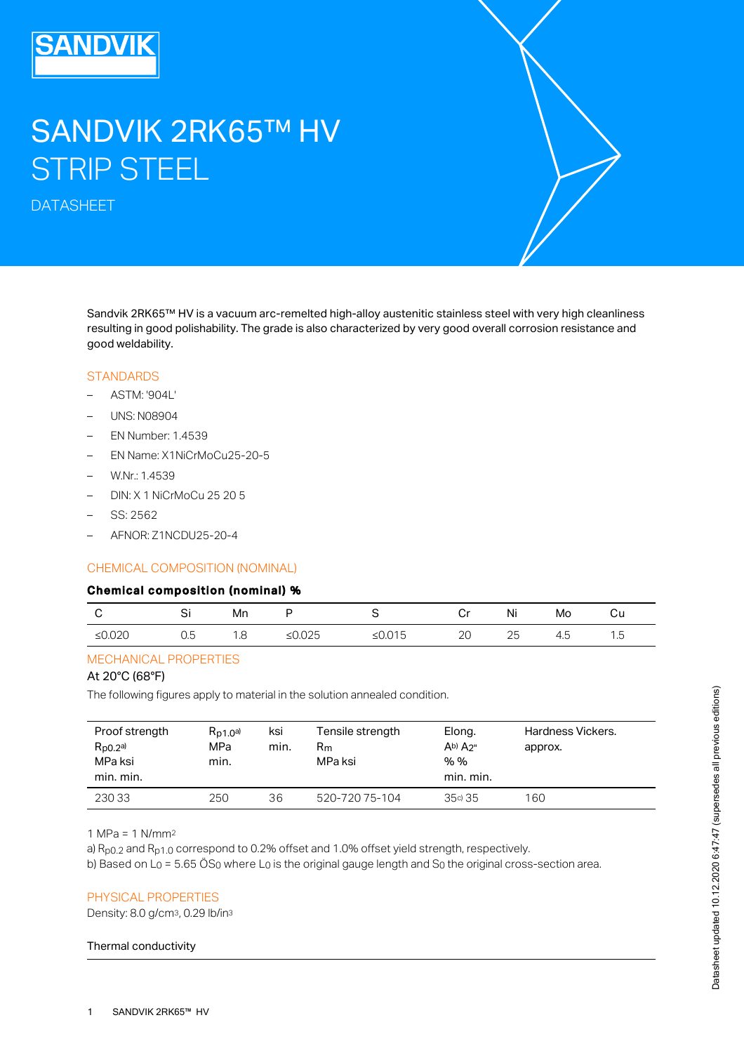# SANDVIK 2RK65™ HV STRIP STEEL

DATASHEET

Sandvik 2RK65™ HV is a vacuum arc-remelted high-alloy austenitic stainless steel with very high cleanliness resulting in good polishability. The grade is also characterized by very good overall corrosion resistance and good weldability.

## STANDARDS

- ASTM: '904L'
- UNS: N08904
- EN Number: 1.4539
- EN Name: X1NiCrMoCu25-20-5
- W.Nr.: 1.4539
- DIN: X 1 NiCrMoCu 25 20 5
- SS: 2562
- AFNOR: Z1NCDU25-20-4

## CHEMICAL COMPOSITION (NOMINAL)

**Chemical composition (nominal) %**

| C | Si | Mn | P | S | Cr | Ni | Mo | Cu |
|---|---|---|---|---|---|---|---|---|
| ≤0.020 | 0.5 | 1.8 | ≤0.025 | ≤0.015 | 20 | 25 | 4.5 | 1.5 |

## MECHANICAL PROPERTIES

At 20°C (68°F)

The following figures apply to material in the solution annealed condition.

| Proof strength $R_{p0.2}$[a) MPa ksi min. min. | $R_{p1.0}$[a) MPa min. | ksi min. | Tensile strength $R_m$ MPa ksi | Elong. A[b) A2" % % min. min. | Hardness Vickers. approx. |
|---|---|---|---|---|---|
| 230 33 | 250 | 36 | 520-720 75-104 | 35[c) 35 | 160 |

1 MPa = 1 N/mm²

a) $R_{p0.2}$ and $R_{p1.0}$ correspond to 0.2% offset and 1.0% offset yield strength, respectively.

b) Based on $L_0 = 5.65 \sqrt{S_0}$ where $L_0$ is the original gauge length and $S_0$ the original cross-section area.

## PHYSICAL PROPERTIES

Density: 8.0 g/cm³, 0.29 lb/in³

Thermal conductivity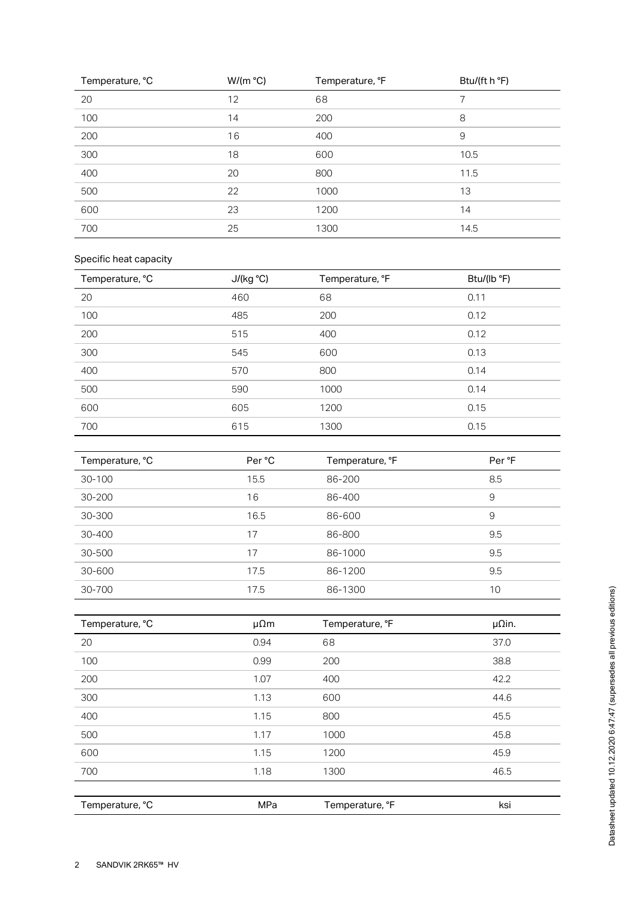| Temperature, °C | W/(m °C) | Temperature, °F | Btu/(ft h °F) |
|---|---|---|---|
| 20 | 12 | 68 | 7 |
| 100 | 14 | 200 | 8 |
| 200 | 16 | 400 | 9 |
| 300 | 18 | 600 | 10.5 |
| 400 | 20 | 800 | 11.5 |
| 500 | 22 | 1000 | 13 |
| 600 | 23 | 1200 | 14 |
| 700 | 25 | 1300 | 14.5 |

Specific heat capacity

| Temperature, °C | J/(kg °C) | Temperature, °F | Btu/(lb °F) |
|---|---|---|---|
| 20 | 460 | 68 | 0.11 |
| 100 | 485 | 200 | 0.12 |
| 200 | 515 | 400 | 0.12 |
| 300 | 545 | 600 | 0.13 |
| 400 | 570 | 800 | 0.14 |
| 500 | 590 | 1000 | 0.14 |
| 600 | 605 | 1200 | 0.15 |
| 700 | 615 | 1300 | 0.15 |

| Temperature, °C | Per °C | Temperature, °F | Per °F |
|---|---|---|---|
| 30-100 | 15.5 | 86-200 | 8.5 |
| 30-200 | 16 | 86-400 | 9 |
| 30-300 | 16.5 | 86-600 | 9 |
| 30-400 | 17 | 86-800 | 9.5 |
| 30-500 | 17 | 86-1000 | 9.5 |
| 30-600 | 17.5 | 86-1200 | 9.5 |
| 30-700 | 17.5 | 86-1300 | 10 |

| Temperature, °C | μΩm | Temperature, °F | μΩin. |
|---|---|---|---|
| 20 | 0.94 | 68 | 37.0 |
| 100 | 0.99 | 200 | 38.8 |
| 200 | 1.07 | 400 | 42.2 |
| 300 | 1.13 | 600 | 44.6 |
| 400 | 1.15 | 800 | 45.5 |
| 500 | 1.17 | 1000 | 45.8 |
| 600 | 1.15 | 1200 | 45.9 |
| 700 | 1.18 | 1300 | 46.5 |

| Temperature, °C | MPa | Temperature, °F | ksi |
|---|---|---|---|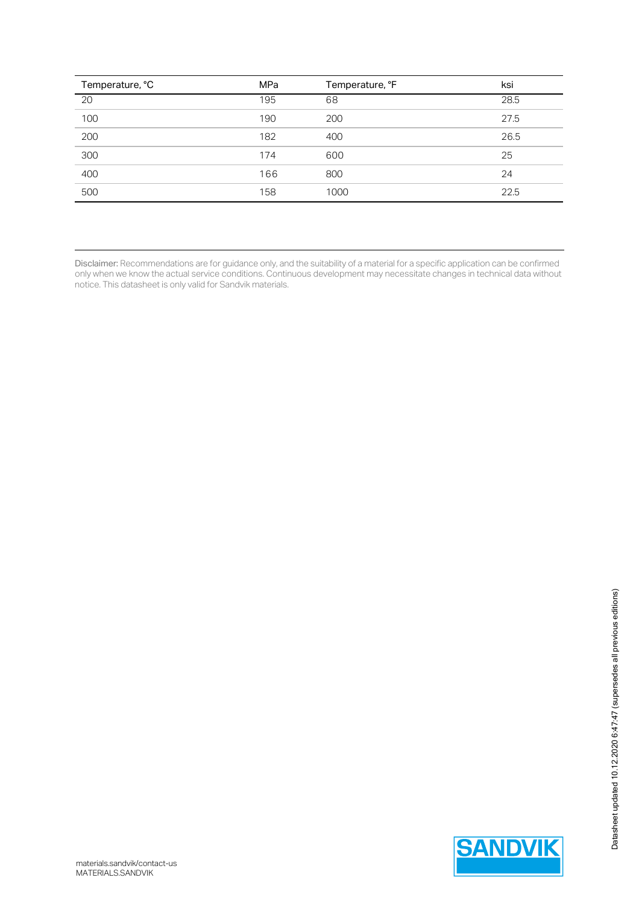| Temperature, °C | MPa | Temperature, °F | ksi |
|---|---|---|---|
| 20 | 195 | 68 | 28.5 |
| 100 | 190 | 200 | 27.5 |
| 200 | 182 | 400 | 26.5 |
| 300 | 174 | 600 | 25 |
| 400 | 166 | 800 | 24 |
| 500 | 158 | 1000 | 22.5 |

Disclaimer: Recommendations are for guidance only, and the suitability of a material for a specific application can be confirmed only when we know the actual service conditions. Continuous development may necessitate changes in technical data without notice. This datasheet is only valid for Sandvik materials.

Datasheet updated 10.12.2020 6:47:47 (supersedes all previous editions)

materials.sandvik/contact-us
MATERIALS.SANDVIK